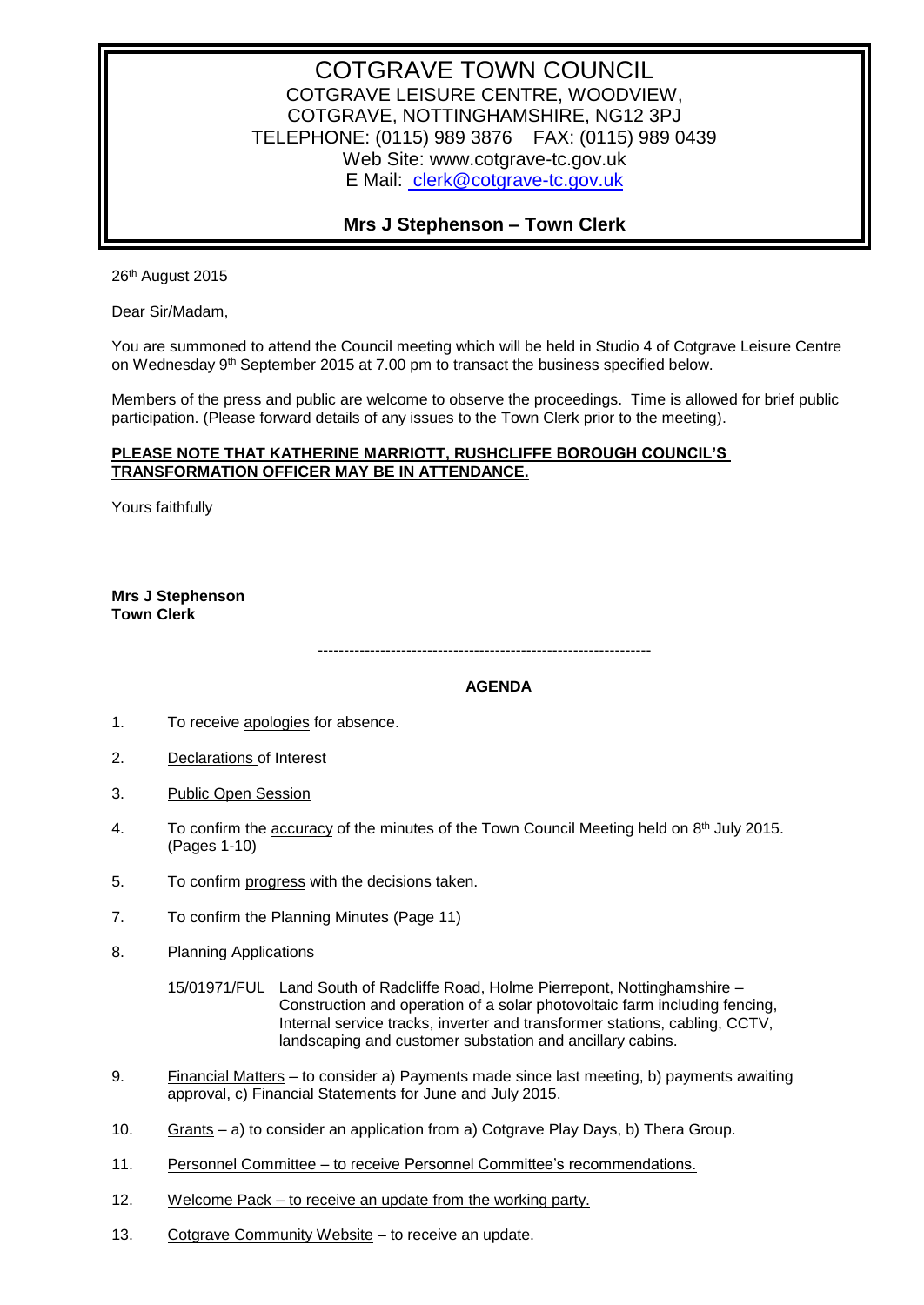# COTGRAVE TOWN COUNCIL

COTGRAVE LEISURE CENTRE, WOODVIEW,
COTGRAVE, NOTTINGHAMSHIRE, NG12 3PJ
TELEPHONE: (0115) 989 3876 FAX: (0115) 989 0439
Web Site: www.cotgrave-tc.gov.uk
E Mail: clerk@cotgrave-tc.gov.uk

**Mrs J Stephenson – Town Clerk**

26th August 2015

Dear Sir/Madam,

You are summoned to attend the Council meeting which will be held in Studio 4 of Cotgrave Leisure Centre on Wednesday 9th September 2015 at 7.00 pm to transact the business specified below.

Members of the press and public are welcome to observe the proceedings. Time is allowed for brief public participation. (Please forward details of any issues to the Town Clerk prior to the meeting).

**PLEASE NOTE THAT KATHERINE MARRIOTT, RUSHCLIFFE BOROUGH COUNCIL'S TRANSFORMATION OFFICER MAY BE IN ATTENDANCE.**

Yours faithfully

**Mrs J Stephenson**
**Town Clerk**

---

## AGENDA

1. To receive apologies for absence.

2. Declarations of Interest

3. Public Open Session

4. To confirm the accuracy of the minutes of the Town Council Meeting held on 8th July 2015. (Pages 1-10)

5. To confirm progress with the decisions taken.

7. To confirm the Planning Minutes (Page 11)

8. Planning Applications

   15/01971/FUL Land South of Radcliffe Road, Holme Pierrepont, Nottinghamshire – Construction and operation of a solar photovoltaic farm including fencing, Internal service tracks, inverter and transformer stations, cabling, CCTV, landscaping and customer substation and ancillary cabins.

9. Financial Matters – to consider a) Payments made since last meeting, b) payments awaiting approval, c) Financial Statements for June and July 2015.

10. Grants – a) to consider an application from a) Cotgrave Play Days, b) Thera Group.

11. Personnel Committee – to receive Personnel Committee's recommendations.

12. Welcome Pack – to receive an update from the working party.

13. Cotgrave Community Website – to receive an update.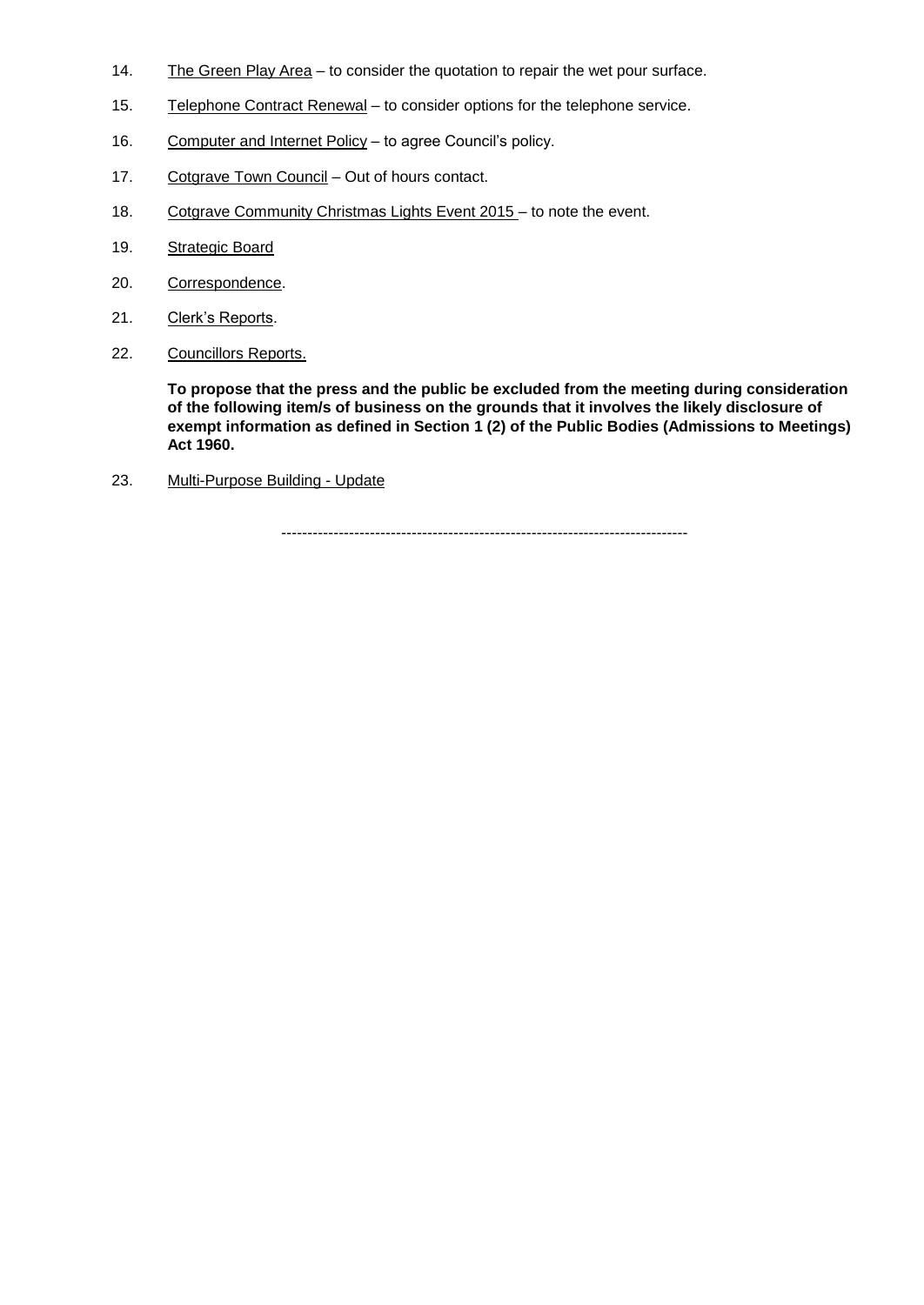14. The Green Play Area – to consider the quotation to repair the wet pour surface.

15. Telephone Contract Renewal – to consider options for the telephone service.

16. Computer and Internet Policy – to agree Council's policy.

17. Cotgrave Town Council – Out of hours contact.

18. Cotgrave Community Christmas Lights Event 2015 – to note the event.

19. Strategic Board

20. Correspondence.

21. Clerk's Reports.

22. Councillors Reports.

**To propose that the press and the public be excluded from the meeting during consideration of the following item/s of business on the grounds that it involves the likely disclosure of exempt information as defined in Section 1 (2) of the Public Bodies (Admissions to Meetings) Act 1960.**

23. Multi-Purpose Building - Update

---